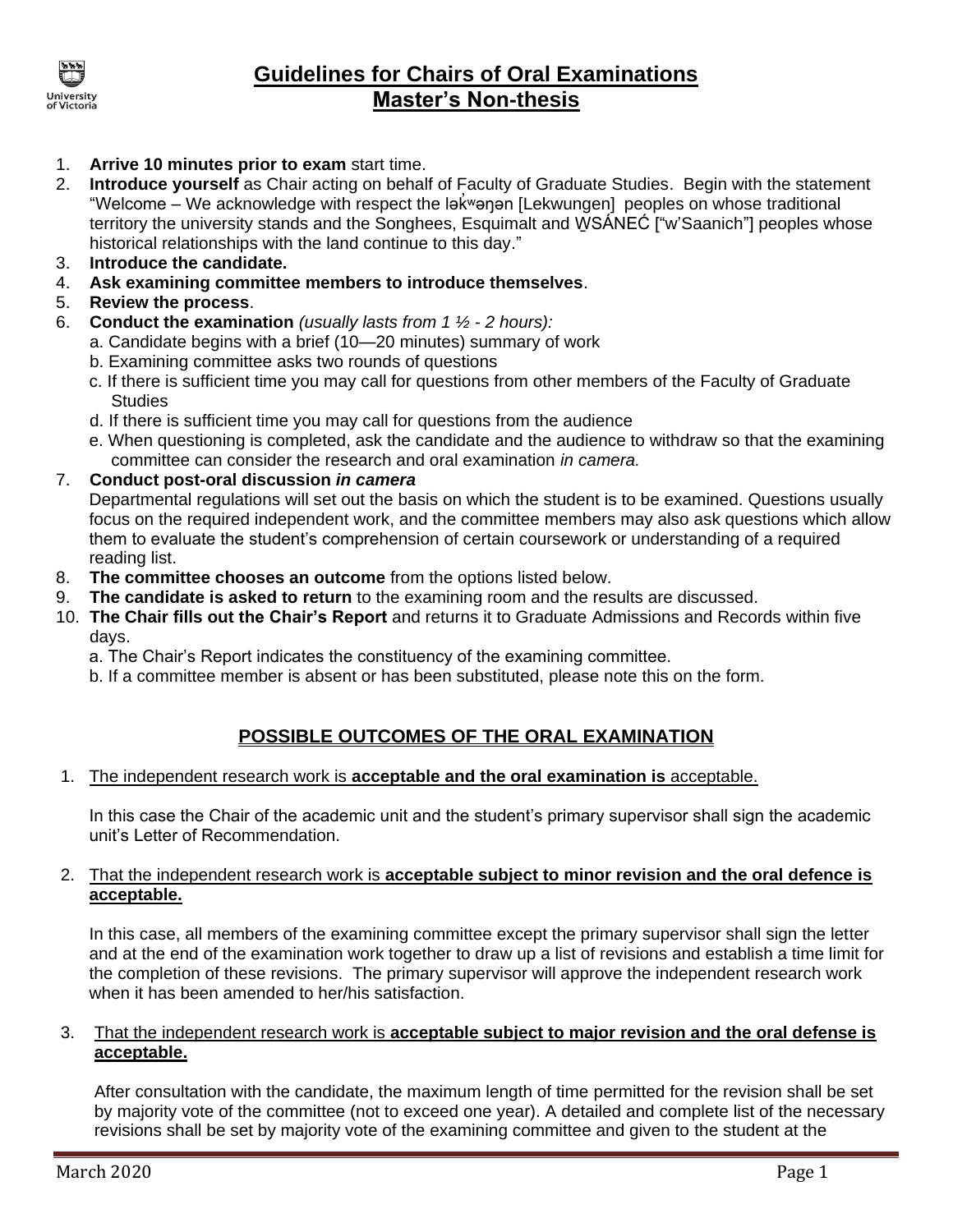# Guidelines for Chairs of Oral Examinations
## Master's Non-thesis

1. **Arrive 10 minutes prior to exam** start time.
2. **Introduce yourself** as Chair acting on behalf of Faculty of Graduate Studies. Begin with the statement "Welcome – We acknowledge with respect the lək̓ʷəŋən [Lekwungen] peoples on whose traditional territory the university stands and the Songhees, Esquimalt and W̱SÁNEĆ ["w'Saanich"] peoples whose historical relationships with the land continue to this day."
3. **Introduce the candidate.**
4. **Ask examining committee members to introduce themselves**.
5. **Review the process**.
6. **Conduct the examination** *(usually lasts from 1 ½ - 2 hours):*
   a. Candidate begins with a brief (10—20 minutes) summary of work
   b. Examining committee asks two rounds of questions
   c. If there is sufficient time you may call for questions from other members of the Faculty of Graduate Studies
   d. If there is sufficient time you may call for questions from the audience
   e. When questioning is completed, ask the candidate and the audience to withdraw so that the examining committee can consider the research and oral examination *in camera.*
7. **Conduct post-oral discussion *in camera***
   Departmental regulations will set out the basis on which the student is to be examined. Questions usually focus on the required independent work, and the committee members may also ask questions which allow them to evaluate the student's comprehension of certain coursework or understanding of a required reading list.
8. **The committee chooses an outcome** from the options listed below.
9. **The candidate is asked to return** to the examining room and the results are discussed.
10. **The Chair fills out the Chair's Report** and returns it to Graduate Admissions and Records within five days.
    a. The Chair's Report indicates the constituency of the examining committee.
    b. If a committee member is absent or has been substituted, please note this on the form.

## POSSIBLE OUTCOMES OF THE ORAL EXAMINATION

1. The independent research work is **acceptable and the oral examination is** acceptable.

   In this case the Chair of the academic unit and the student's primary supervisor shall sign the academic unit's Letter of Recommendation.

2. That the independent research work is **acceptable subject to minor revision and the oral defence is acceptable.**

   In this case, all members of the examining committee except the primary supervisor shall sign the letter and at the end of the examination work together to draw up a list of revisions and establish a time limit for the completion of these revisions. The primary supervisor will approve the independent research work when it has been amended to her/his satisfaction.

3. That the independent research work is **acceptable subject to major revision and the oral defense is acceptable.**

   After consultation with the candidate, the maximum length of time permitted for the revision shall be set by majority vote of the committee (not to exceed one year). A detailed and complete list of the necessary revisions shall be set by majority vote of the examining committee and given to the student at the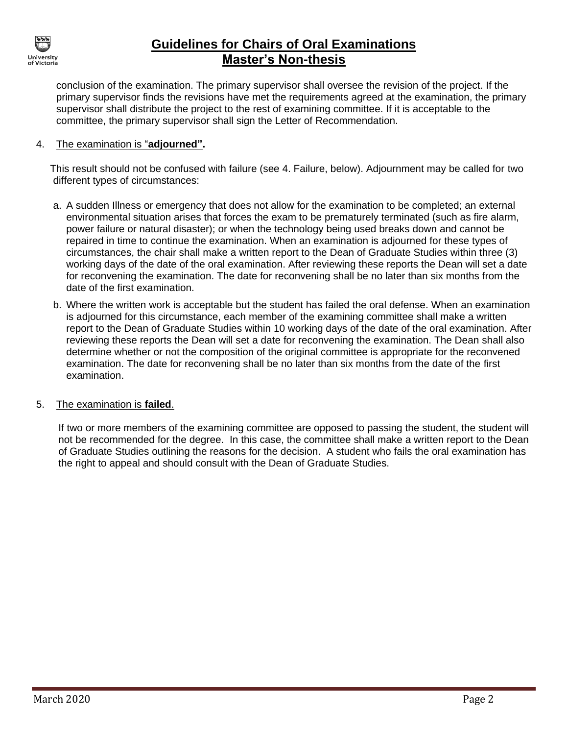conclusion of the examination. The primary supervisor shall oversee the revision of the project. If the primary supervisor finds the revisions have met the requirements agreed at the examination, the primary supervisor shall distribute the project to the rest of examining committee. If it is acceptable to the committee, the primary supervisor shall sign the Letter of Recommendation.

4. The examination is "**adjourned".**

This result should not be confused with failure (see 4. Failure, below). Adjournment may be called for two different types of circumstances:

a. A sudden Illness or emergency that does not allow for the examination to be completed; an external environmental situation arises that forces the exam to be prematurely terminated (such as fire alarm, power failure or natural disaster); or when the technology being used breaks down and cannot be repaired in time to continue the examination. When an examination is adjourned for these types of circumstances, the chair shall make a written report to the Dean of Graduate Studies within three (3) working days of the date of the oral examination. After reviewing these reports the Dean will set a date for reconvening the examination. The date for reconvening shall be no later than six months from the date of the first examination.

b. Where the written work is acceptable but the student has failed the oral defense. When an examination is adjourned for this circumstance, each member of the examining committee shall make a written report to the Dean of Graduate Studies within 10 working days of the date of the oral examination. After reviewing these reports the Dean will set a date for reconvening the examination. The Dean shall also determine whether or not the composition of the original committee is appropriate for the reconvened examination. The date for reconvening shall be no later than six months from the date of the first examination.

5. The examination is **failed**.

If two or more members of the examining committee are opposed to passing the student, the student will not be recommended for the degree. In this case, the committee shall make a written report to the Dean of Graduate Studies outlining the reasons for the decision. A student who fails the oral examination has the right to appeal and should consult with the Dean of Graduate Studies.